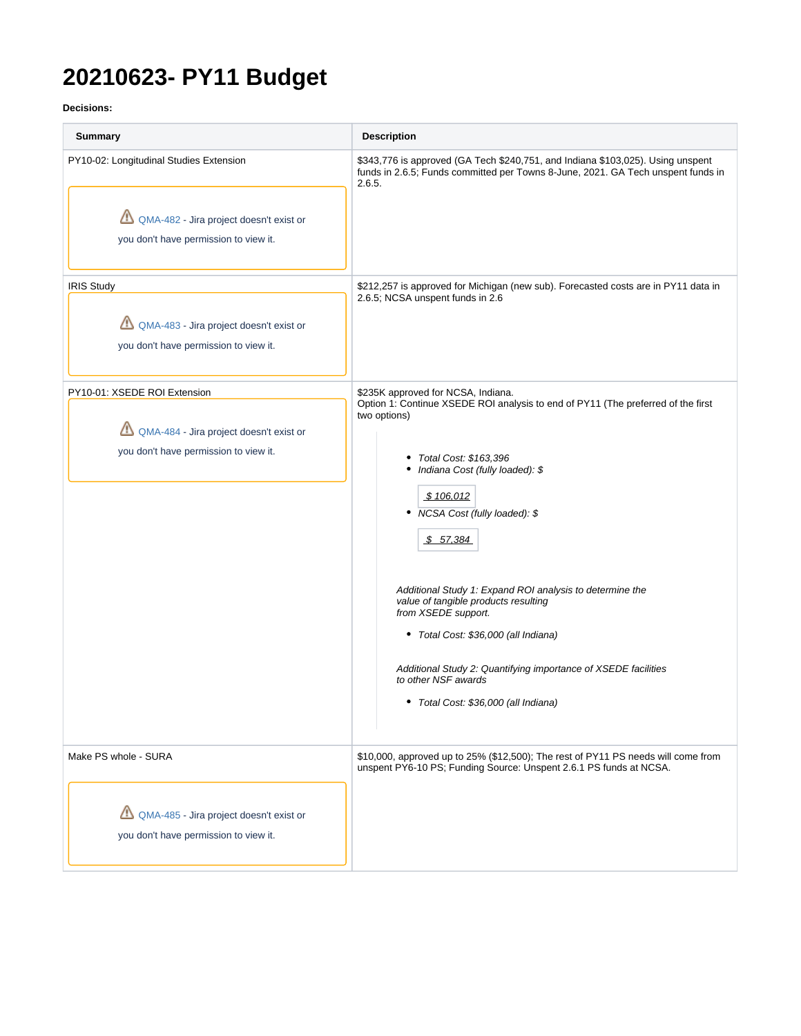# 20210623- PY11 Budget

**Decisions:**

| Summary | Description |
|---|---|
| PY10-02: Longitudinal Studies Extension<br><br>QMA-482 - Jira project doesn't exist or you don't have permission to view it. | $343,776 is approved (GA Tech $240,751, and Indiana $103,025). Using unspent funds in 2.6.5; Funds committed per Towns 8-June, 2021. GA Tech unspent funds in 2.6.5. |
| IRIS Study<br><br>QMA-483 - Jira project doesn't exist or you don't have permission to view it. | $212,257 is approved for Michigan (new sub). Forecasted costs are in PY11 data in 2.6.5; NCSA unspent funds in 2.6 |
| PY10-01: XSEDE ROI Extension<br><br>QMA-484 - Jira project doesn't exist or you don't have permission to view it. | $235K approved for NCSA, Indiana.<br>Option 1: Continue XSEDE ROI analysis to end of PY11 (The preferred of the first two options)<br><br>• *Total Cost: $163,396*<br>• *Indiana Cost (fully loaded): $* *$ 106,012*<br>• *NCSA Cost (fully loaded): $* *$ 57,384*<br><br>*Additional Study 1: Expand ROI analysis to determine the value of tangible products resulting from XSEDE support.*<br><br>• *Total Cost: $36,000 (all Indiana)*<br><br>*Additional Study 2: Quantifying importance of XSEDE facilities to other NSF awards*<br><br>• *Total Cost: $36,000 (all Indiana)* |
| Make PS whole - SURA<br><br>QMA-485 - Jira project doesn't exist or you don't have permission to view it. | $10,000, approved up to 25% ($12,500); The rest of PY11 PS needs will come from unspent PY6-10 PS; Funding Source: Unspent 2.6.1 PS funds at NCSA. |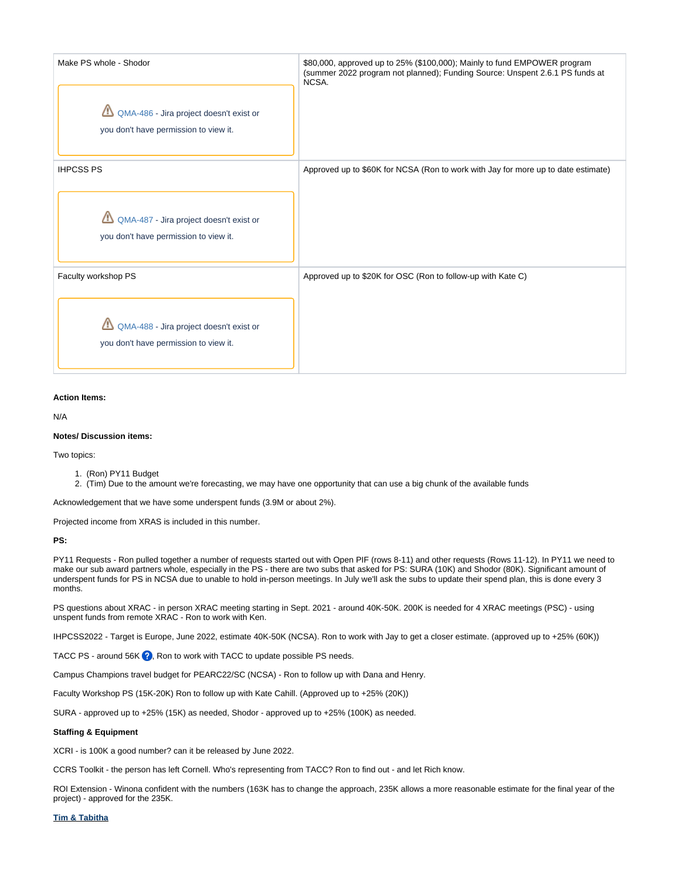| | |
|---|---|
| Make PS whole - Shodor<br><br>⚠ QMA-486 - Jira project doesn't exist or you don't have permission to view it. | $80,000, approved up to 25% ($100,000); Mainly to fund EMPOWER program (summer 2022 program not planned); Funding Source: Unspent 2.6.1 PS funds at NCSA. |
| IHPCSS PS<br><br>⚠ QMA-487 - Jira project doesn't exist or you don't have permission to view it. | Approved up to $60K for NCSA (Ron to work with Jay for more up to date estimate) |
| Faculty workshop PS<br><br>⚠ QMA-488 - Jira project doesn't exist or you don't have permission to view it. | Approved up to $20K for OSC (Ron to follow-up with Kate C) |

**Action Items:**

N/A

**Notes/ Discussion items:**

Two topics:

1. (Ron) PY11 Budget
2. (Tim) Due to the amount we're forecasting, we may have one opportunity that can use a big chunk of the available funds

Acknowledgement that we have some underspent funds (3.9M or about 2%).

Projected income from XRAS is included in this number.

**PS:**

PY11 Requests - Ron pulled together a number of requests started out with Open PIF (rows 8-11) and other requests (Rows 11-12). In PY11 we need to make our sub award partners whole, especially in the PS - there are two subs that asked for PS: SURA (10K) and Shodor (80K). Significant amount of underspent funds for PS in NCSA due to unable to hold in-person meetings. In July we'll ask the subs to update their spend plan, this is done every 3 months.

PS questions about XRAC - in person XRAC meeting starting in Sept. 2021 - around 40K-50K. 200K is needed for 4 XRAC meetings (PSC) - using unspent funds from remote XRAC - Ron to work with Ken.

IHPCSS2022 - Target is Europe, June 2022, estimate 40K-50K (NCSA). Ron to work with Jay to get a closer estimate. (approved up to +25% (60K))

TACC PS - around 56K ?, Ron to work with TACC to update possible PS needs.

Campus Champions travel budget for PEARC22/SC (NCSA) - Ron to follow up with Dana and Henry.

Faculty Workshop PS (15K-20K) Ron to follow up with Kate Cahill. (Approved up to +25% (20K))

SURA - approved up to +25% (15K) as needed, Shodor - approved up to +25% (100K) as needed.

**Staffing & Equipment**

XCRI - is 100K a good number? can it be released by June 2022.

CCRS Toolkit - the person has left Cornell. Who's representing from TACC? Ron to find out - and let Rich know.

ROI Extension - Winona confident with the numbers (163K has to change the approach, 235K allows a more reasonable estimate for the final year of the project) - approved for the 235K.

**Tim & Tabitha**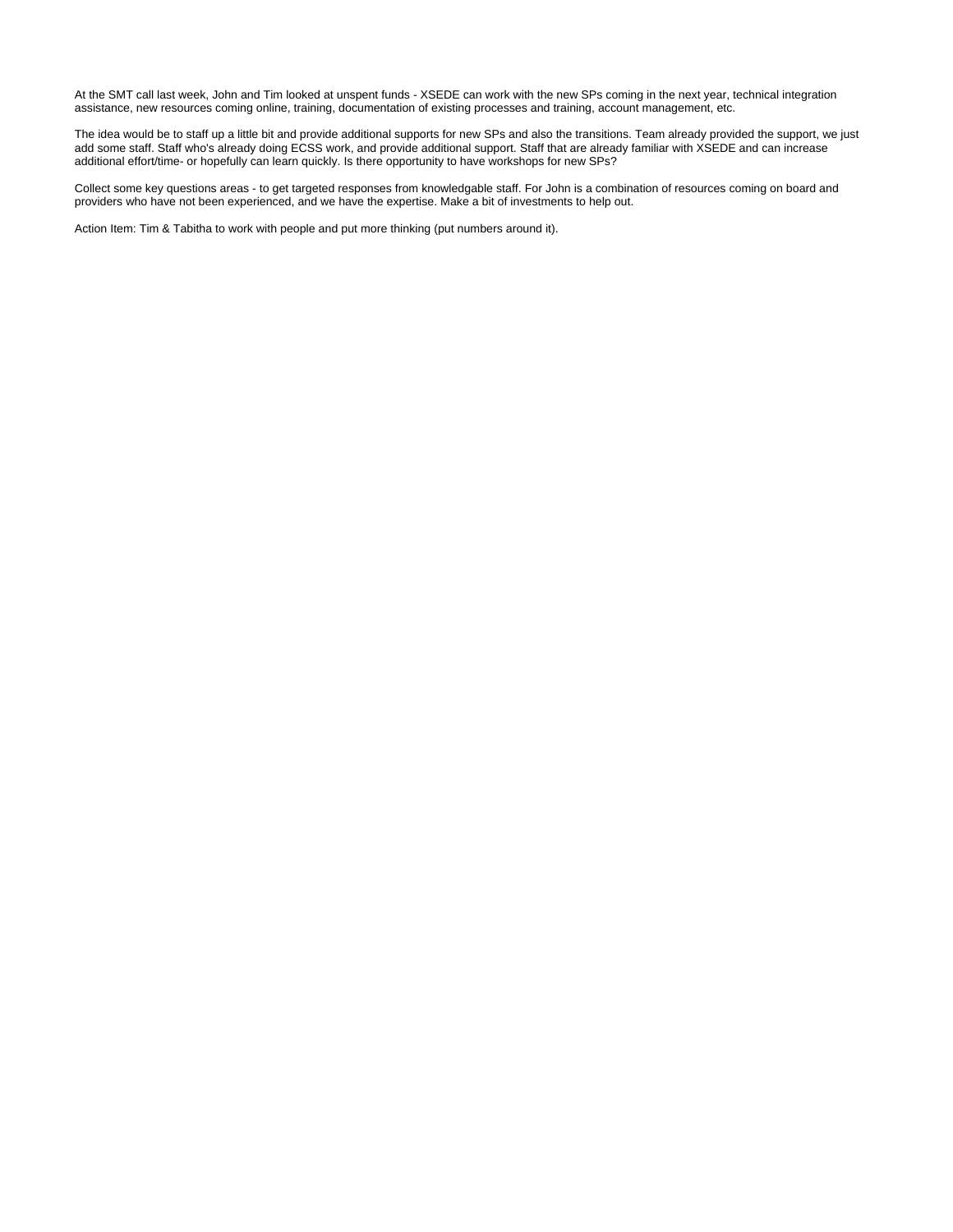At the SMT call last week, John and Tim looked at unspent funds - XSEDE can work with the new SPs coming in the next year, technical integration assistance, new resources coming online, training, documentation of existing processes and training, account management, etc.

The idea would be to staff up a little bit and provide additional supports for new SPs and also the transitions. Team already provided the support, we just add some staff. Staff who's already doing ECSS work, and provide additional support. Staff that are already familiar with XSEDE and can increase additional effort/time- or hopefully can learn quickly. Is there opportunity to have workshops for new SPs?

Collect some key questions areas - to get targeted responses from knowledgable staff. For John is a combination of resources coming on board and providers who have not been experienced, and we have the expertise. Make a bit of investments to help out.

Action Item: Tim & Tabitha to work with people and put more thinking (put numbers around it).